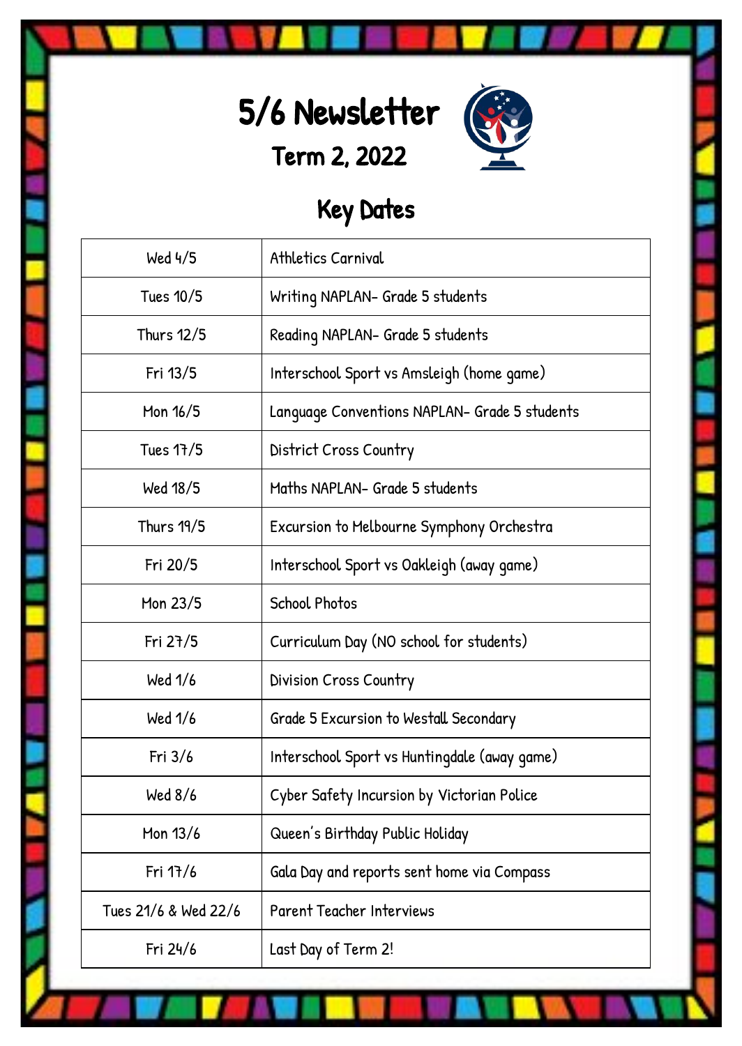# 5/6 Newsletter

## Term 2, 2022

## Key Dates

| | |
|---|---|
| Wed 4/5 | Athletics Carnival |
| Tues 10/5 | Writing NAPLAN- Grade 5 students |
| Thurs 12/5 | Reading NAPLAN- Grade 5 students |
| Fri 13/5 | Interschool Sport vs Amsleigh (home game) |
| Mon 16/5 | Language Conventions NAPLAN- Grade 5 students |
| Tues 17/5 | District Cross Country |
| Wed 18/5 | Maths NAPLAN- Grade 5 students |
| Thurs 19/5 | Excursion to Melbourne Symphony Orchestra |
| Fri 20/5 | Interschool Sport vs Oakleigh (away game) |
| Mon 23/5 | School Photos |
| Fri 27/5 | Curriculum Day (NO school for students) |
| Wed 1/6 | Division Cross Country |
| Wed 1/6 | Grade 5 Excursion to Westall Secondary |
| Fri 3/6 | Interschool Sport vs Huntingdale (away game) |
| Wed 8/6 | Cyber Safety Incursion by Victorian Police |
| Mon 13/6 | Queen's Birthday Public Holiday |
| Fri 17/6 | Gala Day and reports sent home via Compass |
| Tues 21/6 & Wed 22/6 | Parent Teacher Interviews |
| Fri 24/6 | Last Day of Term 2! |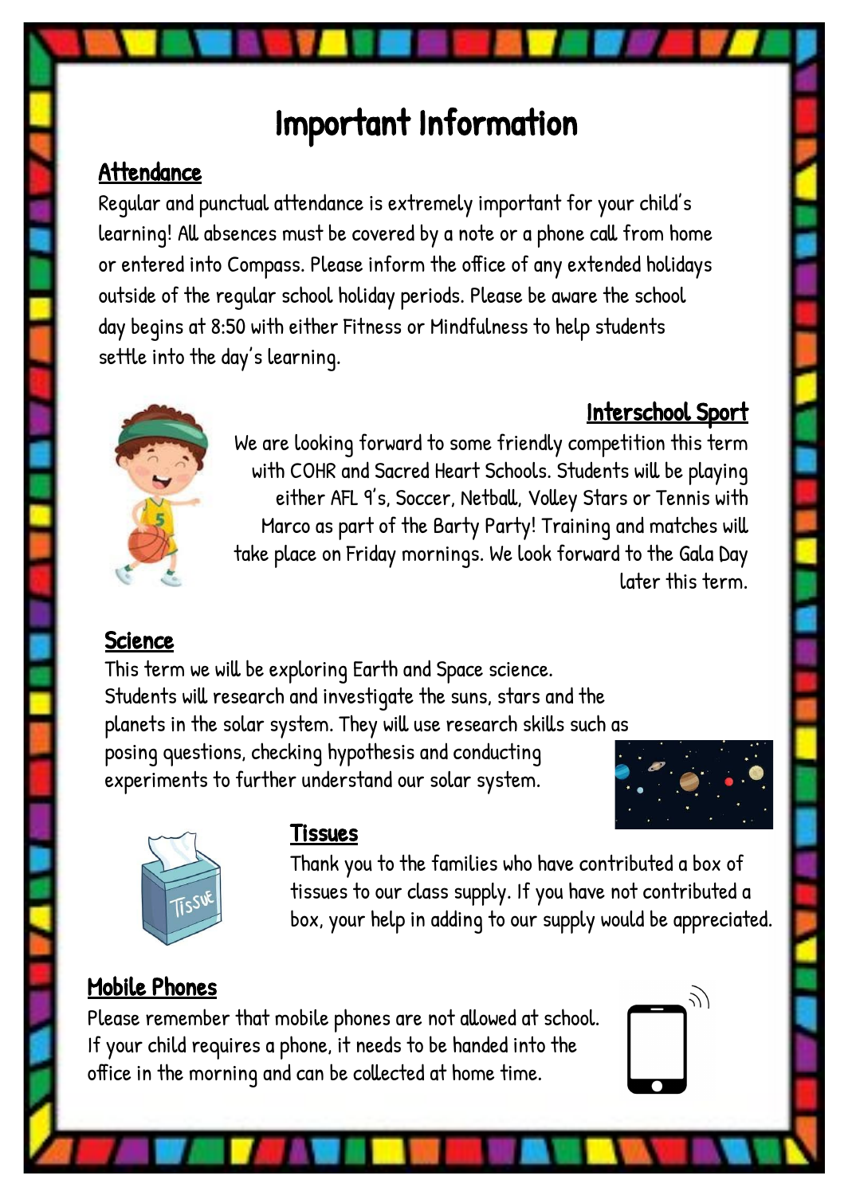# Important Information

## Attendance

Regular and punctual attendance is extremely important for your child's learning! All absences must be covered by a note or a phone call from home or entered into Compass. Please inform the office of any extended holidays outside of the regular school holiday periods. Please be aware the school day begins at 8:50 with either Fitness or Mindfulness to help students settle into the day's learning.

## Interschool Sport

We are looking forward to some friendly competition this term with COHR and Sacred Heart Schools. Students will be playing either AFL 9's, Soccer, Netball, Volley Stars or Tennis with Marco as part of the Barty Party! Training and matches will take place on Friday mornings. We look forward to the Gala Day later this term.

## Science

This term we will be exploring Earth and Space science. Students will research and investigate the suns, stars and the planets in the solar system. They will use research skills such as posing questions, checking hypothesis and conducting experiments to further understand our solar system.

## Tissues

Thank you to the families who have contributed a box of tissues to our class supply. If you have not contributed a box, your help in adding to our supply would be appreciated.

## Mobile Phones

Please remember that mobile phones are not allowed at school. If your child requires a phone, it needs to be handed into the office in the morning and can be collected at home time.